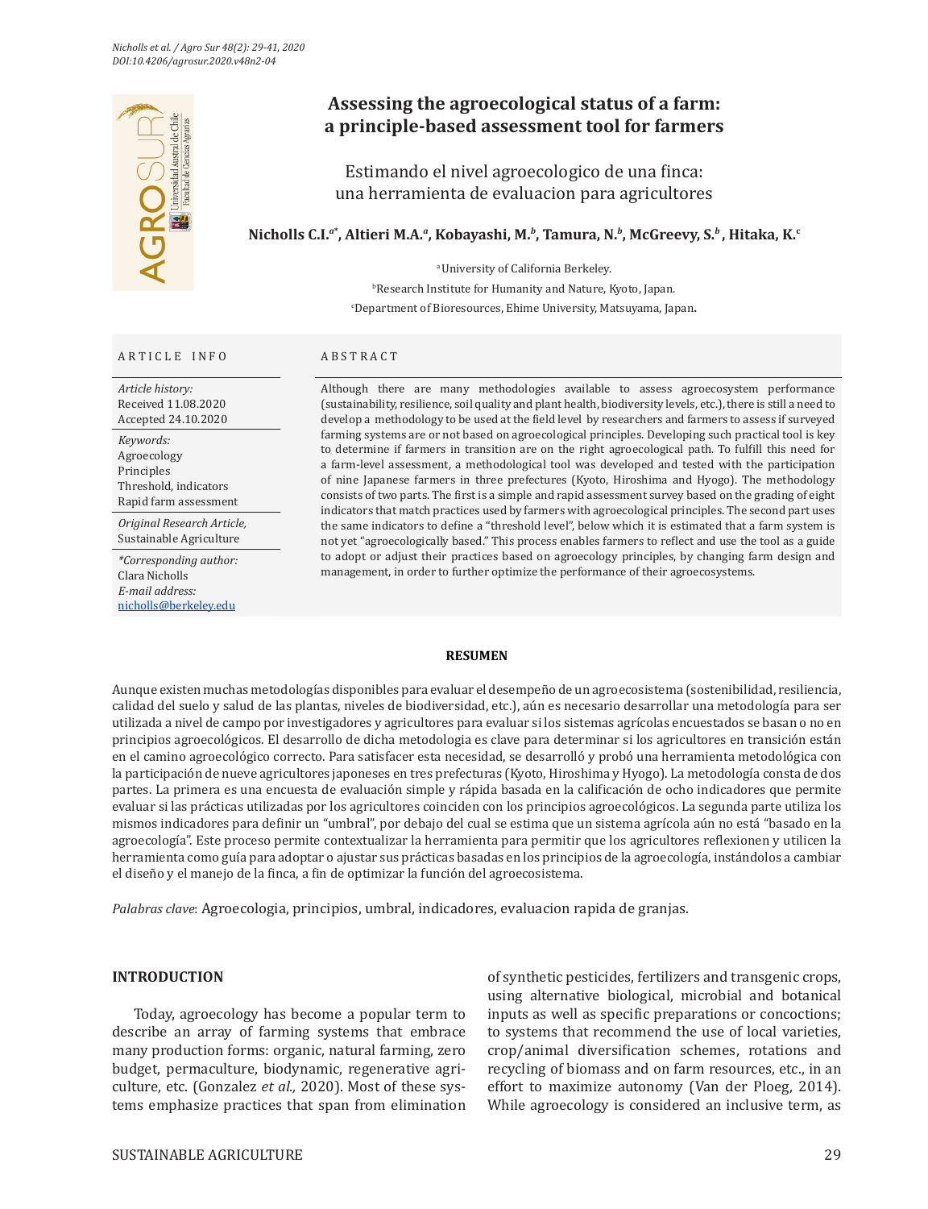# Assessing the agroecological status of a farm: a principle-based assessment tool for farmers

## Estimando el nivel agroecologico de una finca: una herramienta de evaluacion para agricultores

**Nicholls C.I.[a*], Altieri M.A.[a], Kobayashi, M.[b], Tamura, N.[b], McGreevy, S.[b], Hitaka, K.[c]**

[a] University of California Berkeley.
[b] Research Institute for Humanity and Nature, Kyoto, Japan.
[c] Department of Bioresources, Ehime University, Matsuyama, Japan.

**ARTICLE INFO**

*Article history:*
Received 11.08.2020
Accepted 24.10.2020

*Keywords:*
Agroecology
Principles
Threshold, indicators
Rapid farm assessment

*Original Research Article,*
Sustainable Agriculture

*\*Corresponding author:*
Clara Nicholls
*E-mail address:*
nicholls@berkeley.edu

**ABSTRACT**

Although there are many methodologies available to assess agroecosystem performance (sustainability, resilience, soil quality and plant health, biodiversity levels, etc.), there is still a need to develop a methodology to be used at the field level by researchers and farmers to assess if surveyed farming systems are or not based on agroecological principles. Developing such practical tool is key to determine if farmers in transition are on the right agroecological path. To fulfill this need for a farm-level assessment, a methodological tool was developed and tested with the participation of nine Japanese farmers in three prefectures (Kyoto, Hiroshima and Hyogo). The methodology consists of two parts. The first is a simple and rapid assessment survey based on the grading of eight indicators that match practices used by farmers with agroecological principles. The second part uses the same indicators to define a "threshold level", below which it is estimated that a farm system is not yet "agroecologically based." This process enables farmers to reflect and use the tool as a guide to adopt or adjust their practices based on agroecology principles, by changing farm design and management, in order to further optimize the performance of their agroecosystems.

**RESUMEN**

Aunque existen muchas metodologías disponibles para evaluar el desempeño de un agroecosistema (sostenibilidad, resiliencia, calidad del suelo y salud de las plantas, niveles de biodiversidad, etc.), aún es necesario desarrollar una metodología para ser utilizada a nivel de campo por investigadores y agricultores para evaluar si los sistemas agrícolas encuestados se basan o no en principios agroecológicos. El desarrollo de dicha metodologia es clave para determinar si los agricultores en transición están en el camino agroecológico correcto. Para satisfacer esta necesidad, se desarrolló y probó una herramienta metodológica con la participación de nueve agricultores japoneses en tres prefecturas (Kyoto, Hiroshima y Hyogo). La metodología consta de dos partes. La primera es una encuesta de evaluación simple y rápida basada en la calificación de ocho indicadores que permite evaluar si las prácticas utilizadas por los agricultores coinciden con los principios agroecológicos. La segunda parte utiliza los mismos indicadores para definir un "umbral", por debajo del cual se estima que un sistema agrícola aún no está "basado en la agroecología". Este proceso permite contextualizar la herramienta para permitir que los agricultores reflexionen y utilicen la herramienta como guía para adoptar o ajustar sus prácticas basadas en los principios de la agroecología, instándolos a cambiar el diseño y el manejo de la finca, a fin de optimizar la función del agroecosistema.

*Palabras clave*: Agroecologia, principios, umbral, indicadores, evaluacion rapida de granjas.

## INTRODUCTION

Today, agroecology has become a popular term to describe an array of farming systems that embrace many production forms: organic, natural farming, zero budget, permaculture, biodynamic, regenerative agriculture, etc. (Gonzalez *et al.,* 2020). Most of these systems emphasize practices that span from elimination of synthetic pesticides, fertilizers and transgenic crops, using alternative biological, microbial and botanical inputs as well as specific preparations or concoctions; to systems that recommend the use of local varieties, crop/animal diversification schemes, rotations and recycling of biomass and on farm resources, etc., in an effort to maximize autonomy (Van der Ploeg, 2014). While agroecology is considered an inclusive term, as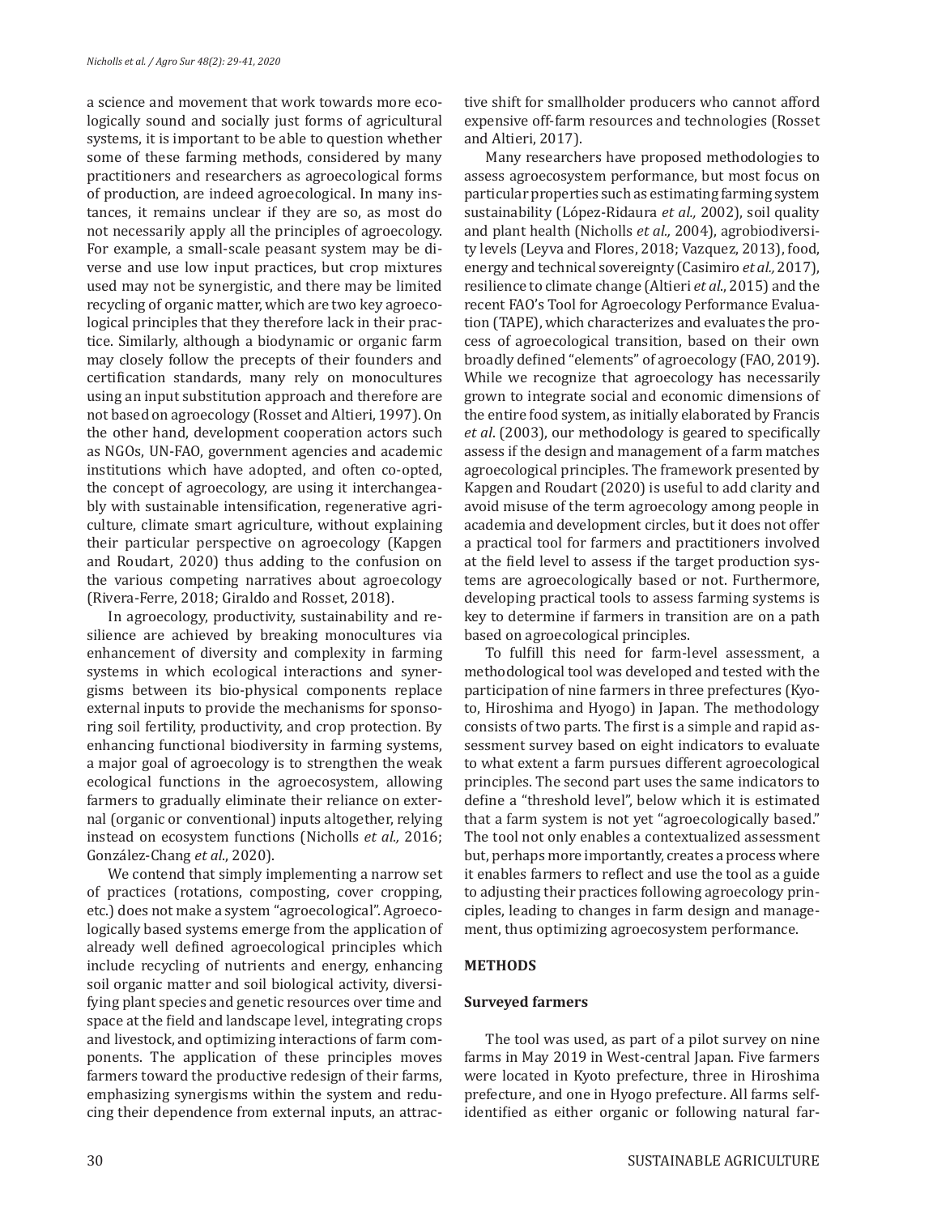a science and movement that work towards more ecologically sound and socially just forms of agricultural systems, it is important to be able to question whether some of these farming methods, considered by many practitioners and researchers as agroecological forms of production, are indeed agroecological. In many instances, it remains unclear if they are so, as most do not necessarily apply all the principles of agroecology. For example, a small-scale peasant system may be diverse and use low input practices, but crop mixtures used may not be synergistic, and there may be limited recycling of organic matter, which are two key agroecological principles that they therefore lack in their practice. Similarly, although a biodynamic or organic farm may closely follow the precepts of their founders and certification standards, many rely on monocultures using an input substitution approach and therefore are not based on agroecology (Rosset and Altieri, 1997). On the other hand, development cooperation actors such as NGOs, UN-FAO, government agencies and academic institutions which have adopted, and often co-opted, the concept of agroecology, are using it interchangeably with sustainable intensification, regenerative agriculture, climate smart agriculture, without explaining their particular perspective on agroecology (Kapgen and Roudart, 2020) thus adding to the confusion on the various competing narratives about agroecology (Rivera-Ferre, 2018; Giraldo and Rosset, 2018).

In agroecology, productivity, sustainability and resilience are achieved by breaking monocultures via enhancement of diversity and complexity in farming systems in which ecological interactions and synergisms between its bio-physical components replace external inputs to provide the mechanisms for sponsoring soil fertility, productivity, and crop protection. By enhancing functional biodiversity in farming systems, a major goal of agroecology is to strengthen the weak ecological functions in the agroecosystem, allowing farmers to gradually eliminate their reliance on external (organic or conventional) inputs altogether, relying instead on ecosystem functions (Nicholls *et al.,* 2016; González-Chang *et al*., 2020).

We contend that simply implementing a narrow set of practices (rotations, composting, cover cropping, etc.) does not make a system "agroecological". Agroecologically based systems emerge from the application of already well defined agroecological principles which include recycling of nutrients and energy, enhancing soil organic matter and soil biological activity, diversifying plant species and genetic resources over time and space at the field and landscape level, integrating crops and livestock, and optimizing interactions of farm components. The application of these principles moves farmers toward the productive redesign of their farms, emphasizing synergisms within the system and reducing their dependence from external inputs, an attractive shift for smallholder producers who cannot afford expensive off-farm resources and technologies (Rosset and Altieri, 2017).

Many researchers have proposed methodologies to assess agroecosystem performance, but most focus on particular properties such as estimating farming system sustainability (López-Ridaura *et al.,* 2002), soil quality and plant health (Nicholls *et al.,* 2004), agrobiodiversity levels (Leyva and Flores, 2018; Vazquez, 2013), food, energy and technical sovereignty (Casimiro *et al.,* 2017), resilience to climate change (Altieri *et al*., 2015) and the recent FAO's Tool for Agroecology Performance Evaluation (TAPE), which characterizes and evaluates the process of agroecological transition, based on their own broadly defined "elements" of agroecology (FAO, 2019). While we recognize that agroecology has necessarily grown to integrate social and economic dimensions of the entire food system, as initially elaborated by Francis *et al*. (2003), our methodology is geared to specifically assess if the design and management of a farm matches agroecological principles. The framework presented by Kapgen and Roudart (2020) is useful to add clarity and avoid misuse of the term agroecology among people in academia and development circles, but it does not offer a practical tool for farmers and practitioners involved at the field level to assess if the target production systems are agroecologically based or not. Furthermore, developing practical tools to assess farming systems is key to determine if farmers in transition are on a path based on agroecological principles.

To fulfill this need for farm-level assessment, a methodological tool was developed and tested with the participation of nine farmers in three prefectures (Kyoto, Hiroshima and Hyogo) in Japan. The methodology consists of two parts. The first is a simple and rapid assessment survey based on eight indicators to evaluate to what extent a farm pursues different agroecological principles. The second part uses the same indicators to define a "threshold level", below which it is estimated that a farm system is not yet "agroecologically based." The tool not only enables a contextualized assessment but, perhaps more importantly, creates a process where it enables farmers to reflect and use the tool as a guide to adjusting their practices following agroecology principles, leading to changes in farm design and management, thus optimizing agroecosystem performance.

## METHODS

### Surveyed farmers

The tool was used, as part of a pilot survey on nine farms in May 2019 in West-central Japan. Five farmers were located in Kyoto prefecture, three in Hiroshima prefecture, and one in Hyogo prefecture. All farms self-identified as either organic or following natural far-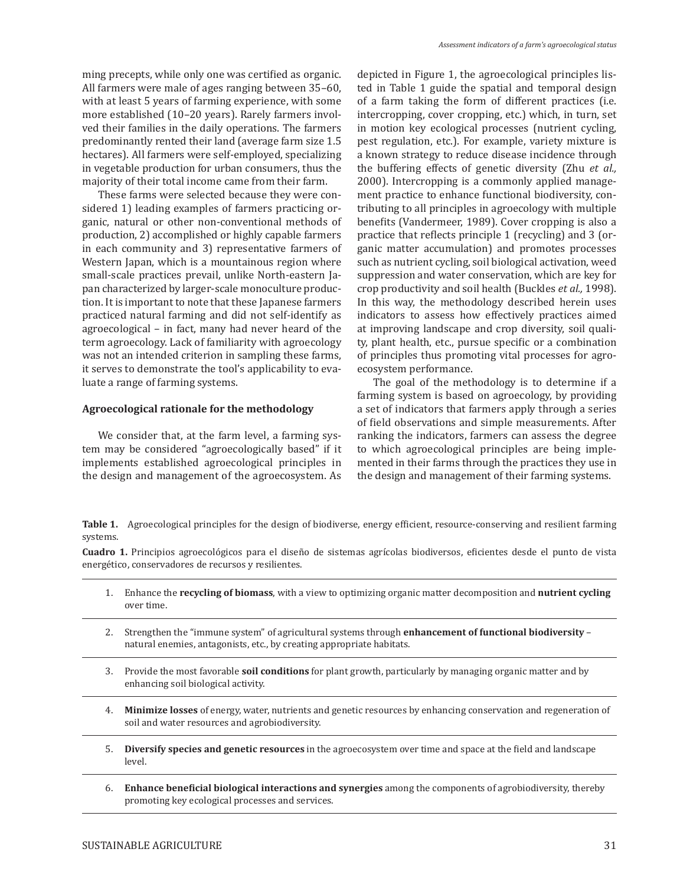ming precepts, while only one was certified as organic. All farmers were male of ages ranging between 35–60, with at least 5 years of farming experience, with some more established (10–20 years). Rarely farmers involved their families in the daily operations. The farmers predominantly rented their land (average farm size 1.5 hectares). All farmers were self-employed, specializing in vegetable production for urban consumers, thus the majority of their total income came from their farm.

These farms were selected because they were considered 1) leading examples of farmers practicing organic, natural or other non-conventional methods of production, 2) accomplished or highly capable farmers in each community and 3) representative farmers of Western Japan, which is a mountainous region where small-scale practices prevail, unlike North-eastern Japan characterized by larger-scale monoculture production. It is important to note that these Japanese farmers practiced natural farming and did not self-identify as agroecological – in fact, many had never heard of the term agroecology. Lack of familiarity with agroecology was not an intended criterion in sampling these farms, it serves to demonstrate the tool's applicability to evaluate a range of farming systems.

#### Agroecological rationale for the methodology

We consider that, at the farm level, a farming system may be considered "agroecologically based" if it implements established agroecological principles in the design and management of the agroecosystem. As depicted in Figure 1, the agroecological principles listed in Table 1 guide the spatial and temporal design of a farm taking the form of different practices (i.e. intercropping, cover cropping, etc.) which, in turn, set in motion key ecological processes (nutrient cycling, pest regulation, etc.). For example, variety mixture is a known strategy to reduce disease incidence through the buffering effects of genetic diversity (Zhu *et al.,* 2000). Intercropping is a commonly applied management practice to enhance functional biodiversity, contributing to all principles in agroecology with multiple benefits (Vandermeer, 1989). Cover cropping is also a practice that reflects principle 1 (recycling) and 3 (organic matter accumulation) and promotes processes such as nutrient cycling, soil biological activation, weed suppression and water conservation, which are key for crop productivity and soil health (Buckles *et al.,* 1998). In this way, the methodology described herein uses indicators to assess how effectively practices aimed at improving landscape and crop diversity, soil quality, plant health, etc., pursue specific or a combination of principles thus promoting vital processes for agroecosystem performance.

The goal of the methodology is to determine if a farming system is based on agroecology, by providing a set of indicators that farmers apply through a series of field observations and simple measurements. After ranking the indicators, farmers can assess the degree to which agroecological principles are being implemented in their farms through the practices they use in the design and management of their farming systems.

**Table 1.** Agroecological principles for the design of biodiverse, energy efficient, resource-conserving and resilient farming systems.

**Cuadro 1.** Principios agroecológicos para el diseño de sistemas agrícolas biodiversos, eficientes desde el punto de vista energético, conservadores de recursos y resilientes.

| | |
|---|---|
| 1. | Enhance the **recycling of biomass**, with a view to optimizing organic matter decomposition and **nutrient cycling** over time. |
| 2. | Strengthen the "immune system" of agricultural systems through **enhancement of functional biodiversity** – natural enemies, antagonists, etc., by creating appropriate habitats. |
| 3. | Provide the most favorable **soil conditions** for plant growth, particularly by managing organic matter and by enhancing soil biological activity. |
| 4. | **Minimize losses** of energy, water, nutrients and genetic resources by enhancing conservation and regeneration of soil and water resources and agrobiodiversity. |
| 5. | **Diversify species and genetic resources** in the agroecosystem over time and space at the field and landscape level. |
| 6. | **Enhance beneficial biological interactions and synergies** among the components of agrobiodiversity, thereby promoting key ecological processes and services. |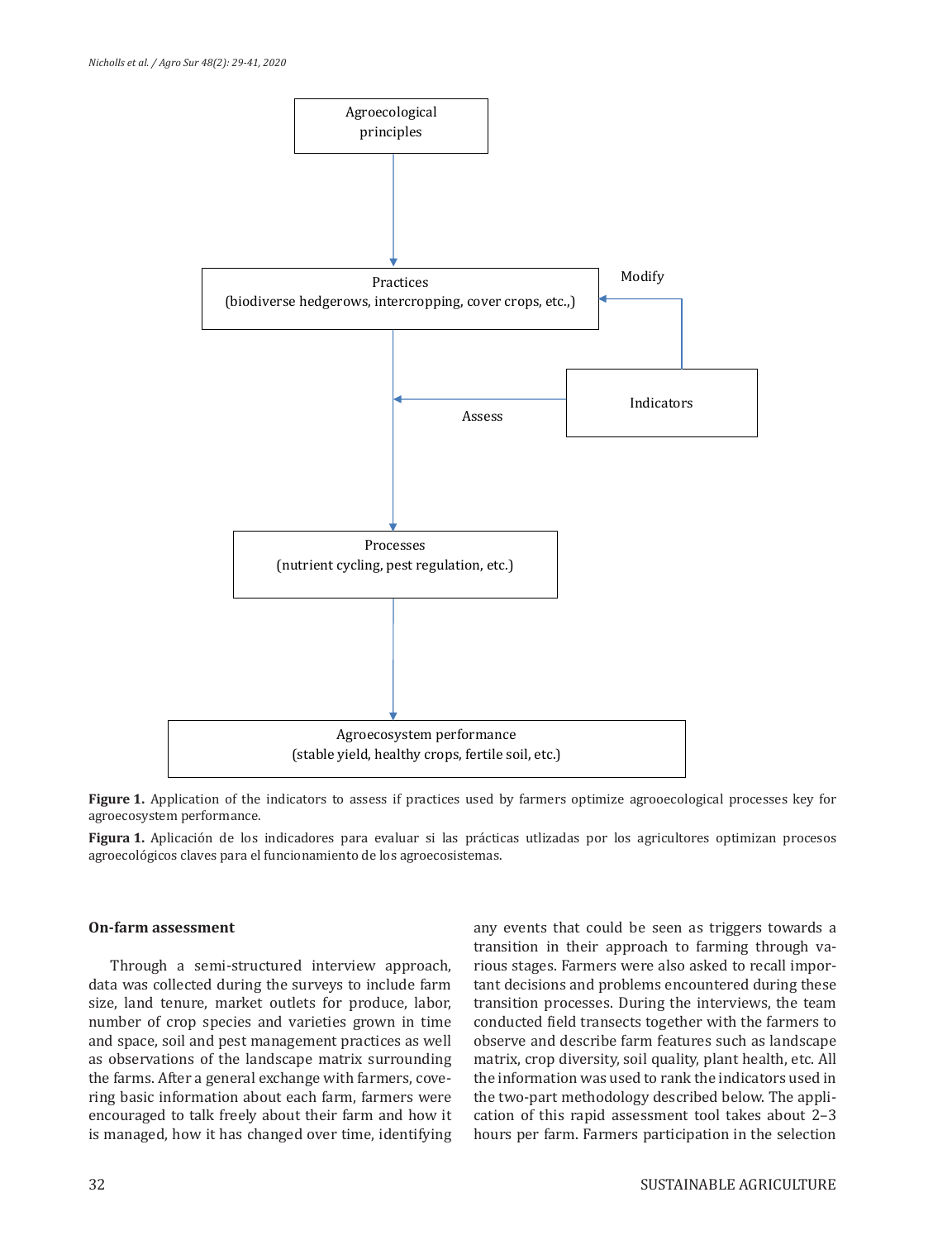**Figure 1.** Application of the indicators to assess if practices used by farmers optimize agrooecological processes key for agroecosystem performance.

**Figura 1.** Aplicación de los indicadores para evaluar si las prácticas utlizadas por los agricultores optimizan procesos agroecológicos claves para el funcionamiento de los agroecosistemas.

## On-farm assessment

Through a semi-structured interview approach, data was collected during the surveys to include farm size, land tenure, market outlets for produce, labor, number of crop species and varieties grown in time and space, soil and pest management practices as well as observations of the landscape matrix surrounding the farms. After a general exchange with farmers, covering basic information about each farm, farmers were encouraged to talk freely about their farm and how it is managed, how it has changed over time, identifying any events that could be seen as triggers towards a transition in their approach to farming through various stages. Farmers were also asked to recall important decisions and problems encountered during these transition processes. During the interviews, the team conducted field transects together with the farmers to observe and describe farm features such as landscape matrix, crop diversity, soil quality, plant health, etc. All the information was used to rank the indicators used in the two-part methodology described below. The application of this rapid assessment tool takes about 2–3 hours per farm. Farmers participation in the selection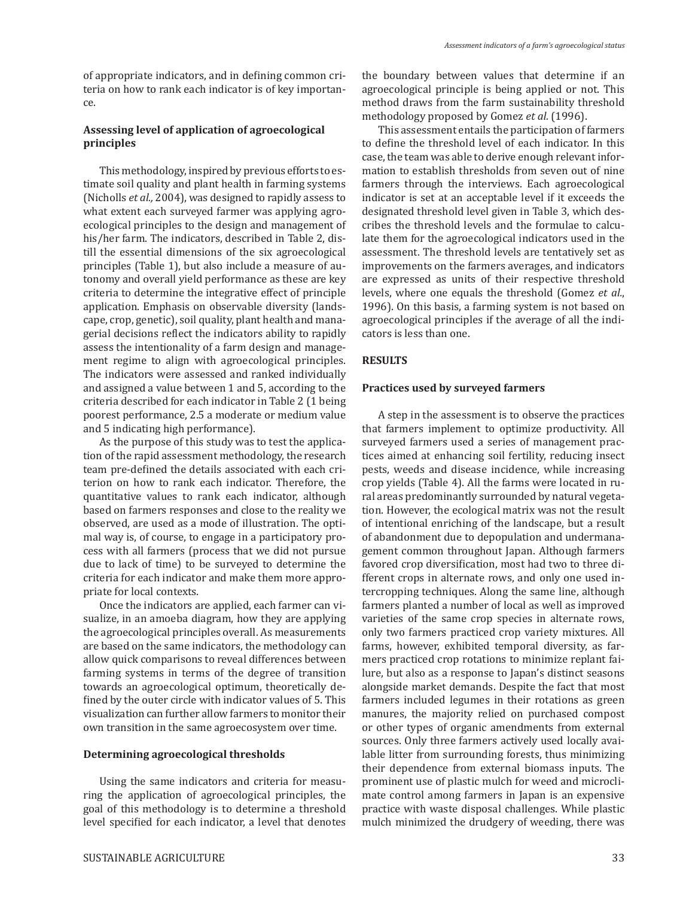of appropriate indicators, and in defining common criteria on how to rank each indicator is of key importance.

### Assessing level of application of agroecological principles

This methodology, inspired by previous efforts to estimate soil quality and plant health in farming systems (Nicholls *et al.,* 2004), was designed to rapidly assess to what extent each surveyed farmer was applying agroecological principles to the design and management of his/her farm. The indicators, described in Table 2, distill the essential dimensions of the six agroecological principles (Table 1), but also include a measure of autonomy and overall yield performance as these are key criteria to determine the integrative effect of principle application. Emphasis on observable diversity (landscape, crop, genetic), soil quality, plant health and managerial decisions reflect the indicators ability to rapidly assess the intentionality of a farm design and management regime to align with agroecological principles. The indicators were assessed and ranked individually and assigned a value between 1 and 5, according to the criteria described for each indicator in Table 2 (1 being poorest performance, 2.5 a moderate or medium value and 5 indicating high performance).

As the purpose of this study was to test the application of the rapid assessment methodology, the research team pre-defined the details associated with each criterion on how to rank each indicator. Therefore, the quantitative values to rank each indicator, although based on farmers responses and close to the reality we observed, are used as a mode of illustration. The optimal way is, of course, to engage in a participatory process with all farmers (process that we did not pursue due to lack of time) to be surveyed to determine the criteria for each indicator and make them more appropriate for local contexts.

Once the indicators are applied, each farmer can visualize, in an amoeba diagram, how they are applying the agroecological principles overall. As measurements are based on the same indicators, the methodology can allow quick comparisons to reveal differences between farming systems in terms of the degree of transition towards an agroecological optimum, theoretically defined by the outer circle with indicator values of 5. This visualization can further allow farmers to monitor their own transition in the same agroecosystem over time.

### Determining agroecological thresholds

Using the same indicators and criteria for measuring the application of agroecological principles, the goal of this methodology is to determine a threshold level specified for each indicator, a level that denotes the boundary between values that determine if an agroecological principle is being applied or not. This method draws from the farm sustainability threshold methodology proposed by Gomez *et al.* (1996).

This assessment entails the participation of farmers to define the threshold level of each indicator. In this case, the team was able to derive enough relevant information to establish thresholds from seven out of nine farmers through the interviews. Each agroecological indicator is set at an acceptable level if it exceeds the designated threshold level given in Table 3, which describes the threshold levels and the formulae to calculate them for the agroecological indicators used in the assessment. The threshold levels are tentatively set as improvements on the farmers averages, and indicators are expressed as units of their respective threshold levels, where one equals the threshold (Gomez *et al*., 1996). On this basis, a farming system is not based on agroecological principles if the average of all the indicators is less than one.

## RESULTS

### Practices used by surveyed farmers

A step in the assessment is to observe the practices that farmers implement to optimize productivity. All surveyed farmers used a series of management practices aimed at enhancing soil fertility, reducing insect pests, weeds and disease incidence, while increasing crop yields (Table 4). All the farms were located in rural areas predominantly surrounded by natural vegetation. However, the ecological matrix was not the result of intentional enriching of the landscape, but a result of abandonment due to depopulation and undermanagement common throughout Japan. Although farmers favored crop diversification, most had two to three different crops in alternate rows, and only one used intercropping techniques. Along the same line, although farmers planted a number of local as well as improved varieties of the same crop species in alternate rows, only two farmers practiced crop variety mixtures. All farms, however, exhibited temporal diversity, as farmers practiced crop rotations to minimize replant failure, but also as a response to Japan's distinct seasons alongside market demands. Despite the fact that most farmers included legumes in their rotations as green manures, the majority relied on purchased compost or other types of organic amendments from external sources. Only three farmers actively used locally available litter from surrounding forests, thus minimizing their dependence from external biomass inputs. The prominent use of plastic mulch for weed and microclimate control among farmers in Japan is an expensive practice with waste disposal challenges. While plastic mulch minimized the drudgery of weeding, there was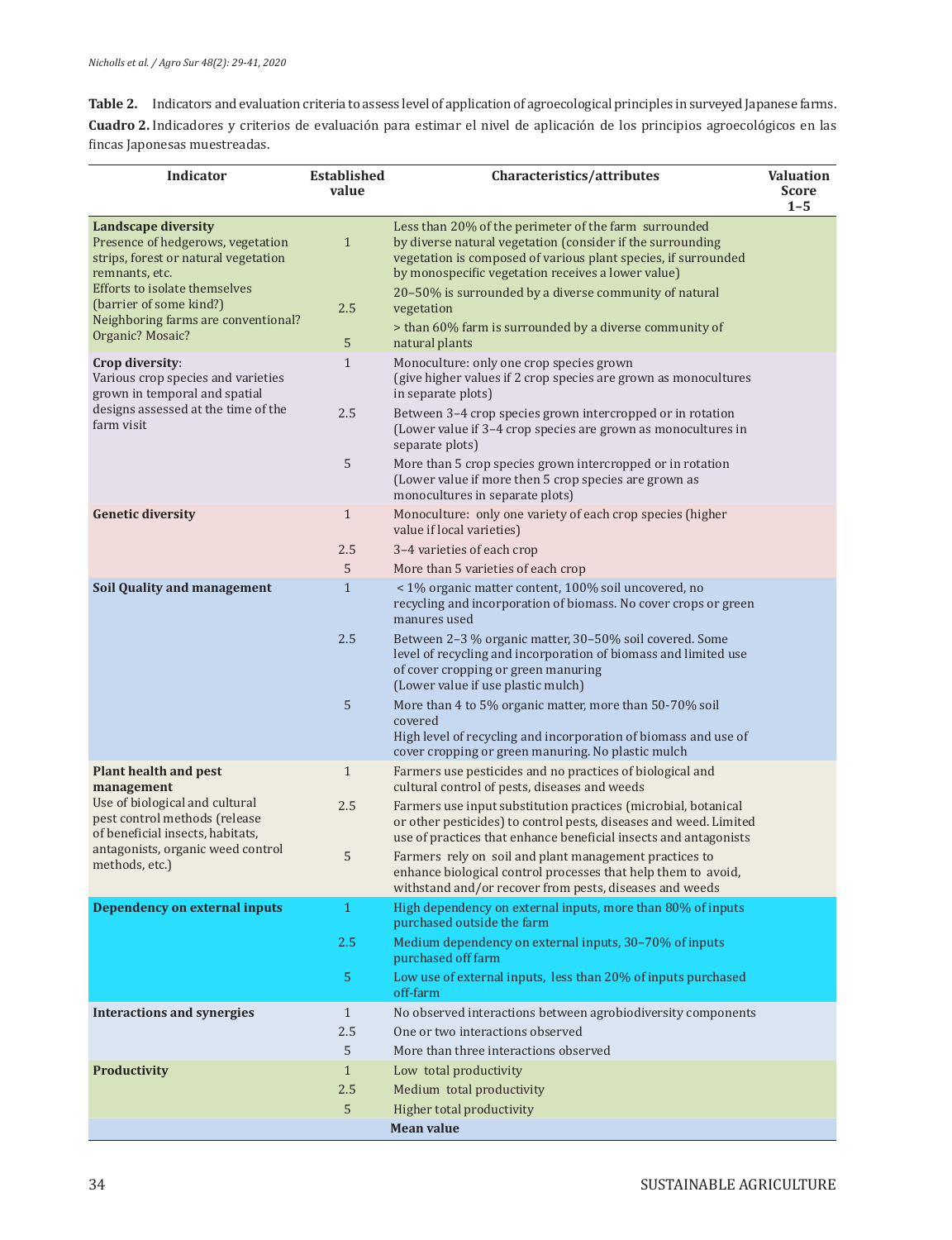**Table 2.** Indicators and evaluation criteria to assess level of application of agroecological principles in surveyed Japanese farms.

**Cuadro 2.** Indicadores y criterios de evaluación para estimar el nivel de aplicación de los principios agroecológicos en las fincas Japonesas muestreadas.

| Indicator | Established value | Characteristics/attributes | Valuation Score 1–5 |
|---|---|---|---|
| **Landscape diversity** Presence of hedgerows, vegetation strips, forest or natural vegetation remnants, etc. Efforts to isolate themselves (barrier of some kind?) Neighboring farms are conventional? Organic? Mosaic? | 1 | Less than 20% of the perimeter of the farm surrounded by diverse natural vegetation (consider if the surrounding vegetation is composed of various plant species, if surrounded by monospecific vegetation receives a lower value) | |
| | 2.5 | 20–50% is surrounded by a diverse community of natural vegetation | |
| | 5 | > than 60% farm is surrounded by a diverse community of natural plants | |
| **Crop diversity**: Various crop species and varieties grown in temporal and spatial designs assessed at the time of the farm visit | 1 | Monoculture: only one crop species grown (give higher values if 2 crop species are grown as monocultures in separate plots) | |
| | 2.5 | Between 3–4 crop species grown intercropped or in rotation (Lower value if 3–4 crop species are grown as monocultures in separate plots) | |
| | 5 | More than 5 crop species grown intercropped or in rotation (Lower value if more then 5 crop species are grown as monocultures in separate plots) | |
| **Genetic diversity** | 1 | Monoculture: only one variety of each crop species (higher value if local varieties) | |
| | 2.5 | 3–4 varieties of each crop | |
| | 5 | More than 5 varieties of each crop | |
| **Soil Quality and management** | 1 | < 1% organic matter content, 100% soil uncovered, no recycling and incorporation of biomass. No cover crops or green manures used | |
| | 2.5 | Between 2–3 % organic matter, 30–50% soil covered. Some level of recycling and incorporation of biomass and limited use of cover cropping or green manuring (Lower value if use plastic mulch) | |
| | 5 | More than 4 to 5% organic matter, more than 50-70% soil covered High level of recycling and incorporation of biomass and use of cover cropping or green manuring. No plastic mulch | |
| **Plant health and pest management** Use of biological and cultural pest control methods (release of beneficial insects, habitats, antagonists, organic weed control methods, etc.) | 1 | Farmers use pesticides and no practices of biological and cultural control of pests, diseases and weeds | |
| | 2.5 | Farmers use input substitution practices (microbial, botanical or other pesticides) to control pests, diseases and weed. Limited use of practices that enhance beneficial insects and antagonists | |
| | 5 | Farmers rely on soil and plant management practices to enhance biological control processes that help them to avoid, withstand and/or recover from pests, diseases and weeds | |
| **Dependency on external inputs** | 1 | High dependency on external inputs, more than 80% of inputs purchased outside the farm | |
| | 2.5 | Medium dependency on external inputs, 30–70% of inputs purchased off farm | |
| | 5 | Low use of external inputs, less than 20% of inputs purchased off-farm | |
| **Interactions and synergies** | 1 | No observed interactions between agrobiodiversity components | |
| | 2.5 | One or two interactions observed | |
| | 5 | More than three interactions observed | |
| **Productivity** | 1 | Low total productivity | |
| | 2.5 | Medium total productivity | |
| | 5 | Higher total productivity | |
| | | **Mean value** | |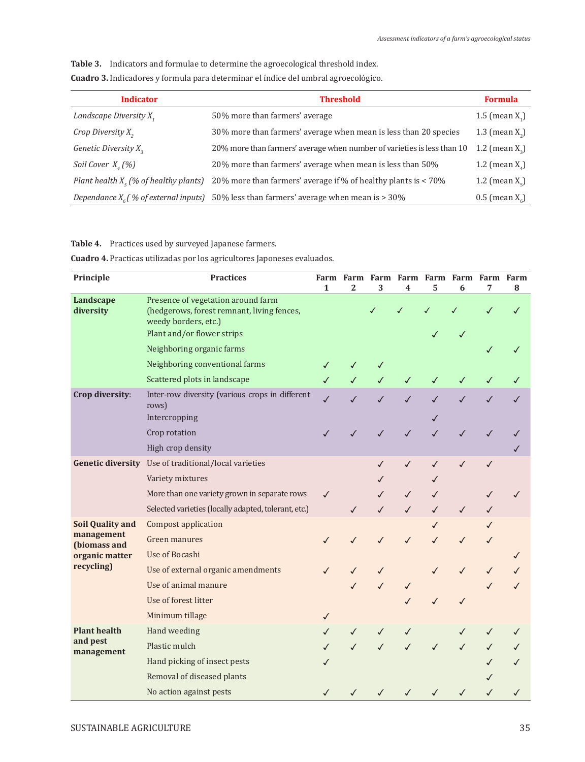**Table 3.** Indicators and formulae to determine the agroecological threshold index.

**Cuadro 3.** Indicadores y formula para determinar el índice del umbral agroecológico.

| Indicator | Threshold | Formula |
|---|---|---|
| *Landscape Diversity $X_1$* | 50% more than farmers' average | 1.5 (mean $X_1$) |
| *Crop Diversity $X_2$* | 30% more than farmers' average when mean is less than 20 species | 1.3 (mean $X_2$) |
| *Genetic Diversity $X_3$* | 20% more than farmers' average when number of varieties is less than 10 | 1.2 (mean $X_3$) |
| *Soil Cover $X_4$ (%)* | 20% more than farmers' average when mean is less than 50% | 1.2 (mean $X_4$) |
| *Plant health $X_5$ (% of healthy plants)* | 20% more than farmers' average if % of healthy plants is < 70% | 1.2 (mean $X_5$) |
| *Dependance $X_6$ ( % of external inputs)* | 50% less than farmers' average when mean is > 30% | 0.5 (mean $X_6$) |

**Table 4.** Practices used by surveyed Japanese farmers.

**Cuadro 4.** Practicas utilizadas por los agricultores Japoneses evaluados.

| Principle | Practices | Farm 1 | Farm 2 | Farm 3 | Farm 4 | Farm 5 | Farm 6 | Farm 7 | Farm 8 |
|---|---|---|---|---|---|---|---|---|---|
| **Landscape diversity** | Presence of vegetation around farm (hedgerows, forest remnant, living fences, weedy borders, etc.) | | | ✓ | ✓ | ✓ | ✓ | ✓ | ✓ |
| | Plant and/or flower strips | | | | | ✓ | ✓ | | |
| | Neighboring organic farms | | | | | | | ✓ | ✓ |
| | Neighboring conventional farms | ✓ | ✓ | ✓ | | | | | |
| | Scattered plots in landscape | ✓ | ✓ | ✓ | ✓ | ✓ | ✓ | ✓ | ✓ |
| **Crop diversity**: | Inter-row diversity (various crops in different rows) | ✓ | ✓ | ✓ | ✓ | ✓ | ✓ | ✓ | ✓ |
| | Intercropping | | | | | ✓ | | | |
| | Crop rotation | ✓ | ✓ | ✓ | ✓ | ✓ | ✓ | ✓ | ✓ |
| | High crop density | | | | | | | | ✓ |
| **Genetic diversity** | Use of traditional/local varieties | | | ✓ | ✓ | ✓ | ✓ | ✓ | |
| | Variety mixtures | | | ✓ | | ✓ | | | |
| | More than one variety grown in separate rows | ✓ | | ✓ | ✓ | ✓ | | ✓ | ✓ |
| | Selected varieties (locally adapted, tolerant, etc.) | | ✓ | ✓ | ✓ | ✓ | ✓ | ✓ | |
| **Soil Quality and management (biomass and organic matter recycling)** | Compost application | | | | | ✓ | | ✓ | |
| | Green manures | ✓ | ✓ | ✓ | ✓ | ✓ | ✓ | ✓ | |
| | Use of Bocashi | | | | | | | | ✓ |
| | Use of external organic amendments | ✓ | ✓ | ✓ | | ✓ | ✓ | ✓ | ✓ |
| | Use of animal manure | | ✓ | ✓ | ✓ | | | ✓ | ✓ |
| | Use of forest litter | | | | ✓ | ✓ | ✓ | | |
| | Minimum tillage | ✓ | | | | | | | |
| **Plant health and pest management** | Hand weeding | ✓ | ✓ | ✓ | ✓ | | ✓ | ✓ | ✓ |
| | Plastic mulch | ✓ | ✓ | ✓ | ✓ | ✓ | ✓ | ✓ | ✓ |
| | Hand picking of insect pests | ✓ | | | | | | ✓ | ✓ |
| | Removal of diseased plants | | | | | | | ✓ | |
| | No action against pests | ✓ | ✓ | ✓ | ✓ | ✓ | ✓ | ✓ | ✓ |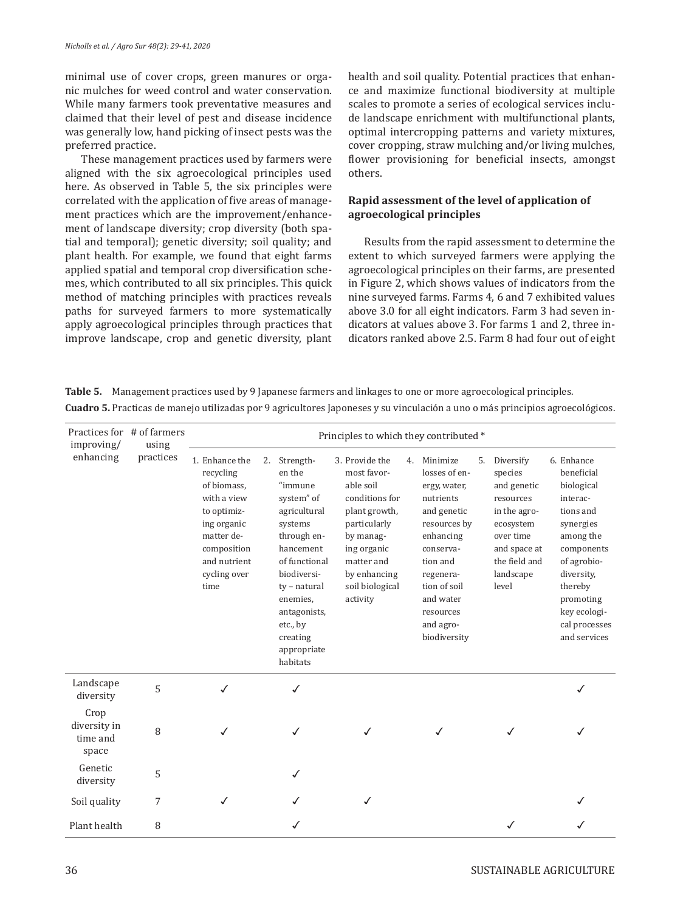minimal use of cover crops, green manures or organic mulches for weed control and water conservation. While many farmers took preventative measures and claimed that their level of pest and disease incidence was generally low, hand picking of insect pests was the preferred practice.

These management practices used by farmers were aligned with the six agroecological principles used here. As observed in Table 5, the six principles were correlated with the application of five areas of management practices which are the improvement/enhancement of landscape diversity; crop diversity (both spatial and temporal); genetic diversity; soil quality; and plant health. For example, we found that eight farms applied spatial and temporal crop diversification schemes, which contributed to all six principles. This quick method of matching principles with practices reveals paths for surveyed farmers to more systematically apply agroecological principles through practices that improve landscape, crop and genetic diversity, plant health and soil quality. Potential practices that enhance and maximize functional biodiversity at multiple scales to promote a series of ecological services include landscape enrichment with multifunctional plants, optimal intercropping patterns and variety mixtures, cover cropping, straw mulching and/or living mulches, flower provisioning for beneficial insects, amongst others.

### Rapid assessment of the level of application of agroecological principles

Results from the rapid assessment to determine the extent to which surveyed farmers were applying the agroecological principles on their farms, are presented in Figure 2, which shows values of indicators from the nine surveyed farms. Farms 4, 6 and 7 exhibited values above 3.0 for all eight indicators. Farm 3 had seven indicators at values above 3. For farms 1 and 2, three indicators ranked above 2.5. Farm 8 had four out of eight

**Table 5.** Management practices used by 9 Japanese farmers and linkages to one or more agroecological principles.

**Cuadro 5.** Practicas de manejo utilizadas por 9 agricultores Japoneses y su vinculación a uno o más principios agroecológicos.

| Practices for improving/ enhancing | # of farmers using practices | Principles to which they contributed * | | | | | |
|---|---|---|---|---|---|---|---|
| | | 1. Enhance the recycling of biomass, with a view to optimizing organic matter decomposition and nutrient cycling over time | 2. Strengthen the “immune system” of agricultural systems through enhancement of functional biodiversity – natural enemies, antagonists, etc., by creating appropriate habitats | 3. Provide the most favorable soil conditions for plant growth, particularly by managing organic matter and by enhancing soil biological activity | 4. Minimize losses of energy, water, nutrients and genetic resources by enhancing conservation and regeneration of soil and water resources and agrobiodiversity | 5. Diversify species and genetic resources in the agroecosystem over time and space at the field and landscape level | 6. Enhance beneficial biological interactions and synergies among the components of agrobiodiversity, thereby promoting key ecological processes and services |
| Landscape diversity | 5 | ✓ | ✓ | | | | ✓ |
| Crop diversity in time and space | 8 | ✓ | ✓ | ✓ | ✓ | ✓ | ✓ |
| Genetic diversity | 5 | | ✓ | | | | |
| Soil quality | 7 | ✓ | ✓ | ✓ | | | ✓ |
| Plant health | 8 | | ✓ | | | ✓ | ✓ |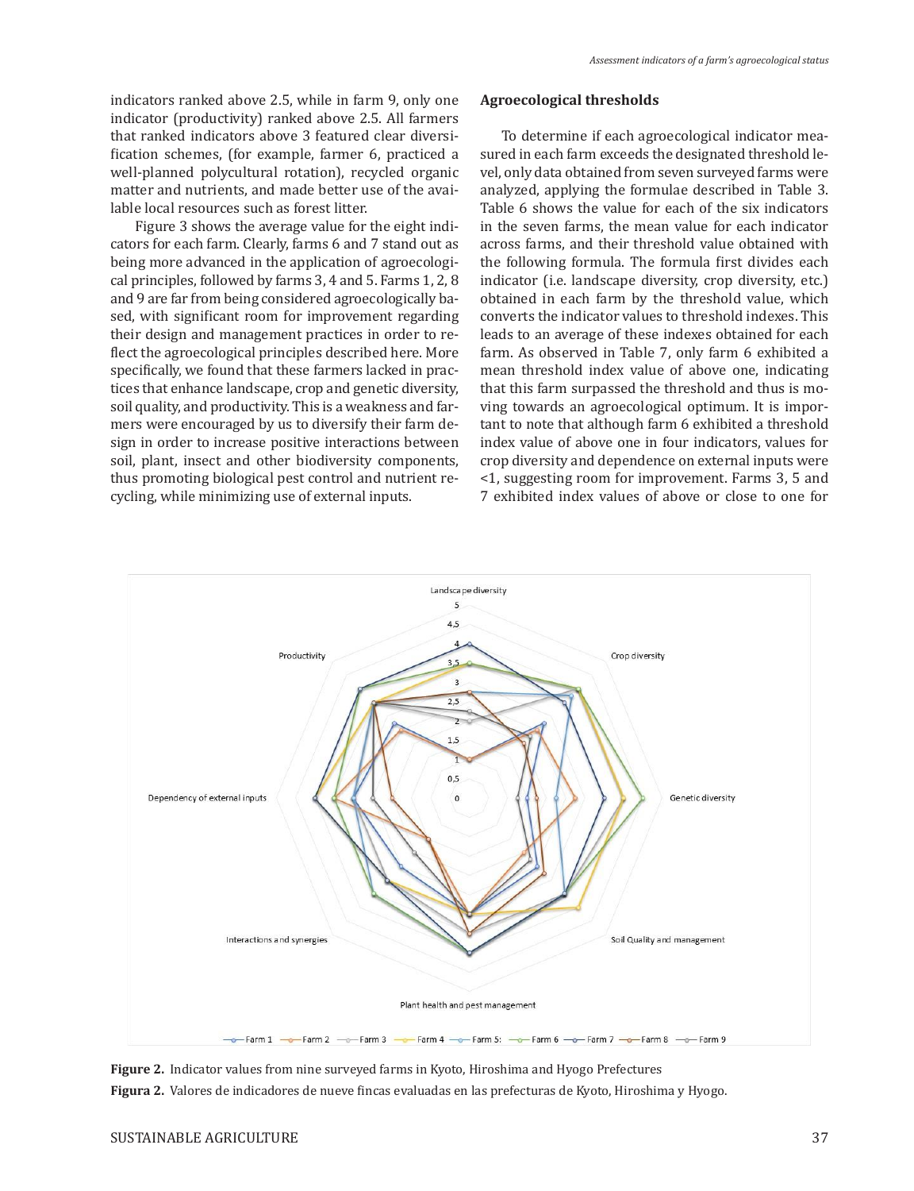indicators ranked above 2.5, while in farm 9, only one indicator (productivity) ranked above 2.5. All farmers that ranked indicators above 3 featured clear diversification schemes, (for example, farmer 6, practiced a well-planned polycultural rotation), recycled organic matter and nutrients, and made better use of the available local resources such as forest litter.

Figure 3 shows the average value for the eight indicators for each farm. Clearly, farms 6 and 7 stand out as being more advanced in the application of agroecological principles, followed by farms 3, 4 and 5. Farms 1, 2, 8 and 9 are far from being considered agroecologically based, with significant room for improvement regarding their design and management practices in order to reflect the agroecological principles described here. More specifically, we found that these farmers lacked in practices that enhance landscape, crop and genetic diversity, soil quality, and productivity. This is a weakness and farmers were encouraged by us to diversify their farm design in order to increase positive interactions between soil, plant, insect and other biodiversity components, thus promoting biological pest control and nutrient recycling, while minimizing use of external inputs.

## Agroecological thresholds

To determine if each agroecological indicator measured in each farm exceeds the designated threshold level, only data obtained from seven surveyed farms were analyzed, applying the formulae described in Table 3. Table 6 shows the value for each of the six indicators in the seven farms, the mean value for each indicator across farms, and their threshold value obtained with the following formula. The formula first divides each indicator (i.e. landscape diversity, crop diversity, etc.) obtained in each farm by the threshold value, which converts the indicator values to threshold indexes. This leads to an average of these indexes obtained for each farm. As observed in Table 7, only farm 6 exhibited a mean threshold index value of above one, indicating that this farm surpassed the threshold and thus is moving towards an agroecological optimum. It is important to note that although farm 6 exhibited a threshold index value of above one in four indicators, values for crop diversity and dependence on external inputs were <1, suggesting room for improvement. Farms 3, 5 and 7 exhibited index values of above or close to one for

**Figure 2.** Indicator values from nine surveyed farms in Kyoto, Hiroshima and Hyogo Prefectures

**Figura 2.** Valores de indicadores de nueve fincas evaluadas en las prefecturas de Kyoto, Hiroshima y Hyogo.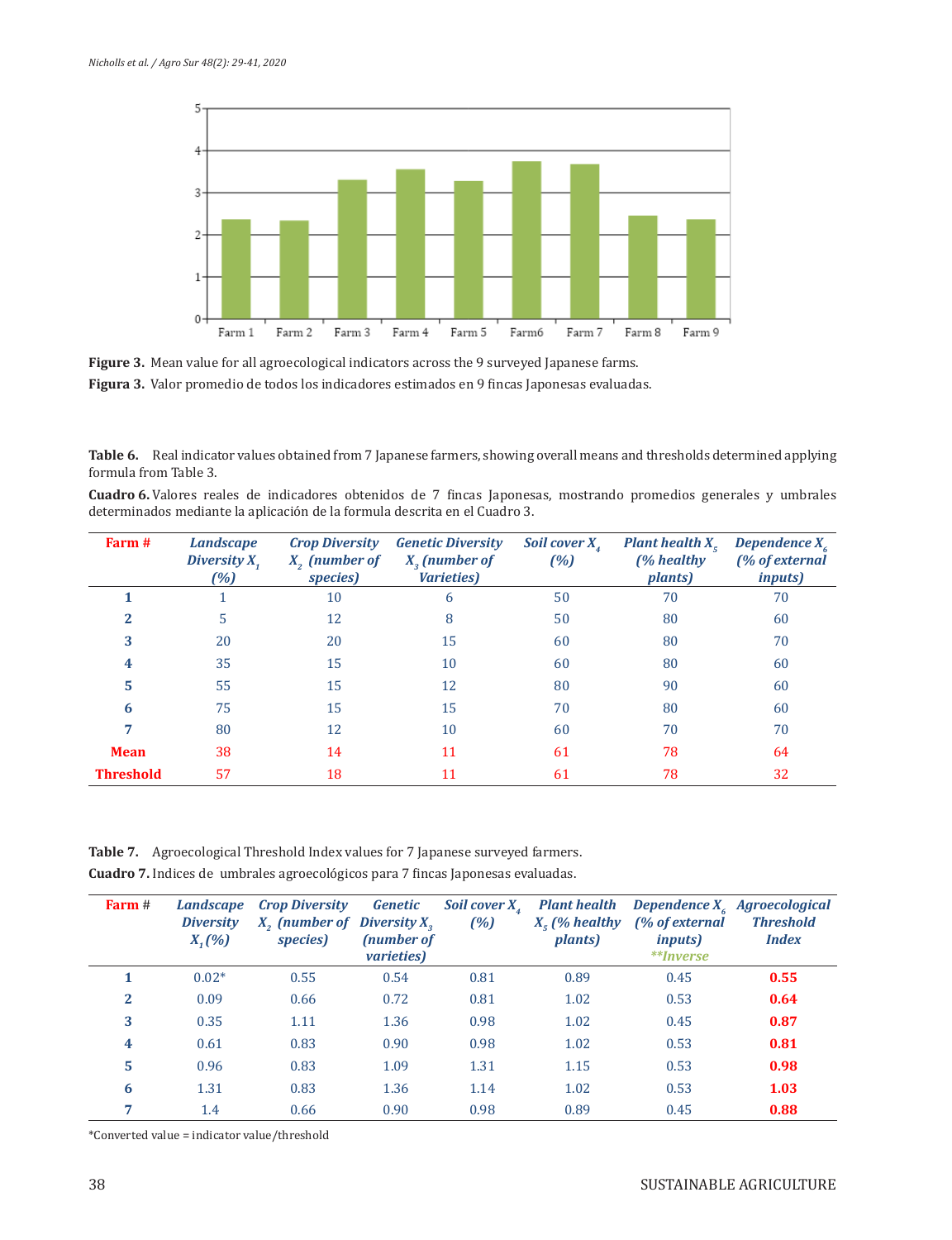**Figure 3.** Mean value for all agroecological indicators across the 9 surveyed Japanese farms.

**Figura 3.** Valor promedio de todos los indicadores estimados en 9 fincas Japonesas evaluadas.

**Table 6.** Real indicator values obtained from 7 Japanese farmers, showing overall means and thresholds determined applying formula from Table 3.

**Cuadro 6.** Valores reales de indicadores obtenidos de 7 fincas Japonesas, mostrando promedios generales y umbrales determinados mediante la aplicación de la formula descrita en el Cuadro 3.

| Farm # | Landscape Diversity $X_1$ (%) | Crop Diversity $X_2$ (number of species) | Genetic Diversity $X_3$ (number of Varieties) | Soil cover $X_4$ (%) | Plant health $X_5$ (% healthy plants) | Dependence $X_6$ (% of external inputs) |
|---|---|---|---|---|---|---|
| 1 | 1 | 10 | 6 | 50 | 70 | 70 |
| 2 | 5 | 12 | 8 | 50 | 80 | 60 |
| 3 | 20 | 20 | 15 | 60 | 80 | 70 |
| 4 | 35 | 15 | 10 | 60 | 80 | 60 |
| 5 | 55 | 15 | 12 | 80 | 90 | 60 |
| 6 | 75 | 15 | 15 | 70 | 80 | 60 |
| 7 | 80 | 12 | 10 | 60 | 70 | 70 |
| Mean | 38 | 14 | 11 | 61 | 78 | 64 |
| Threshold | 57 | 18 | 11 | 61 | 78 | 32 |

**Table 7.** Agroecological Threshold Index values for 7 Japanese surveyed farmers.

**Cuadro 7.** Indices de umbrales agroecológicos para 7 fincas Japonesas evaluadas.

| Farm # | Landscape Diversity $X_1$ (%) | Crop Diversity $X_2$ (number of species) | Genetic Diversity $X_3$ (number of varieties) | Soil cover $X_4$ (%) | Plant health $X_5$ (% healthy plants) | Dependence $X_6$ (% of external inputs) **Inverse | Agroecological Threshold Index |
|---|---|---|---|---|---|---|---|
| 1 | 0.02* | 0.55 | 0.54 | 0.81 | 0.89 | 0.45 | **0.55** |
| 2 | 0.09 | 0.66 | 0.72 | 0.81 | 1.02 | 0.53 | **0.64** |
| 3 | 0.35 | 1.11 | 1.36 | 0.98 | 1.02 | 0.45 | **0.87** |
| 4 | 0.61 | 0.83 | 0.90 | 0.98 | 1.02 | 0.53 | **0.81** |
| 5 | 0.96 | 0.83 | 1.09 | 1.31 | 1.15 | 0.53 | **0.98** |
| 6 | 1.31 | 0.83 | 1.36 | 1.14 | 1.02 | 0.53 | **1.03** |
| 7 | 1.4 | 0.66 | 0.90 | 0.98 | 0.89 | 0.45 | **0.88** |

*Converted value = indicator value/threshold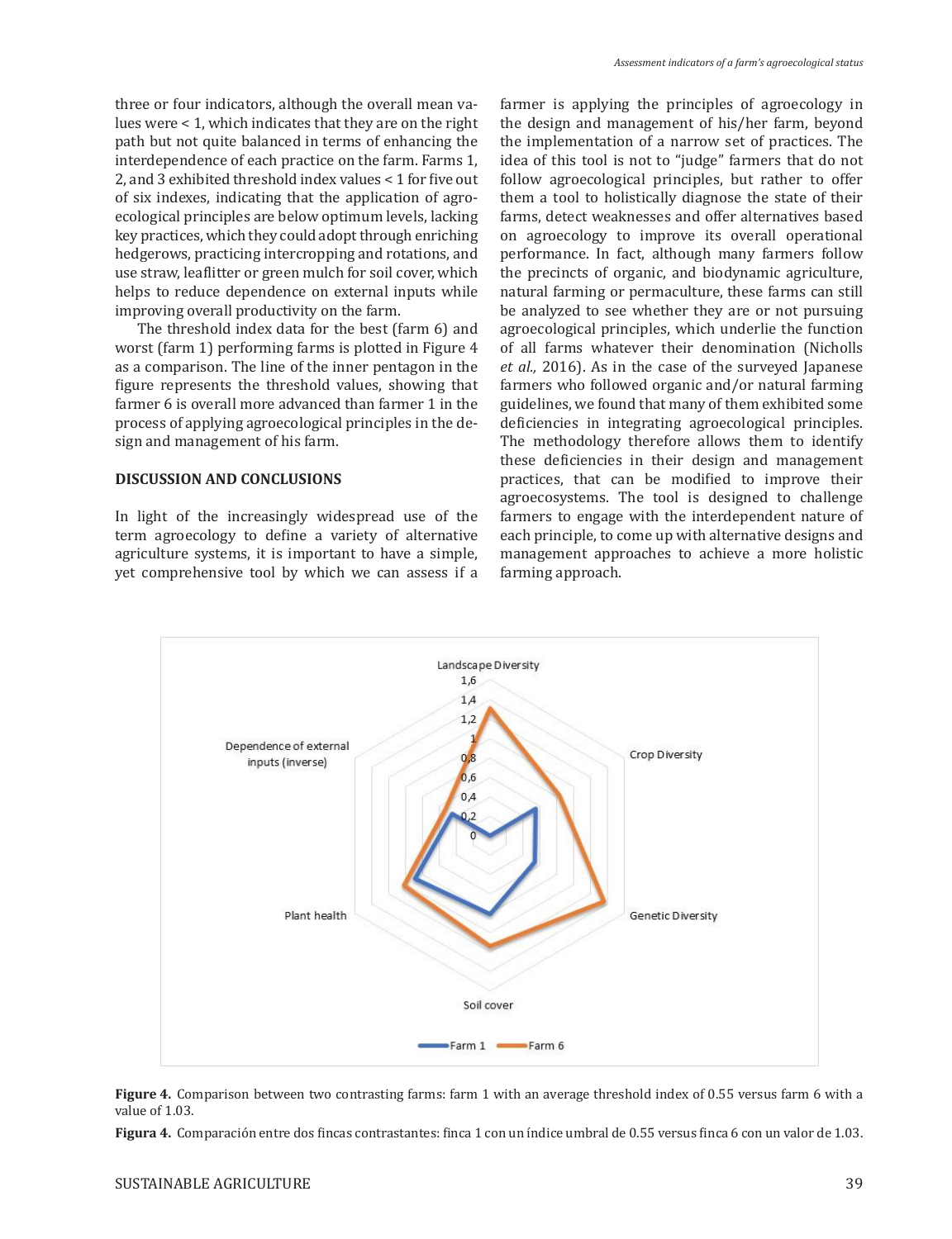three or four indicators, although the overall mean values were < 1, which indicates that they are on the right path but not quite balanced in terms of enhancing the interdependence of each practice on the farm. Farms 1, 2, and 3 exhibited threshold index values < 1 for five out of six indexes, indicating that the application of agroecological principles are below optimum levels, lacking key practices, which they could adopt through enriching hedgerows, practicing intercropping and rotations, and use straw, leaflitter or green mulch for soil cover, which helps to reduce dependence on external inputs while improving overall productivity on the farm.

The threshold index data for the best (farm 6) and worst (farm 1) performing farms is plotted in Figure 4 as a comparison. The line of the inner pentagon in the figure represents the threshold values, showing that farmer 6 is overall more advanced than farmer 1 in the process of applying agroecological principles in the design and management of his farm.

## DISCUSSION AND CONCLUSIONS

In light of the increasingly widespread use of the term agroecology to define a variety of alternative agriculture systems, it is important to have a simple, yet comprehensive tool by which we can assess if a farmer is applying the principles of agroecology in the design and management of his/her farm, beyond the implementation of a narrow set of practices. The idea of this tool is not to "judge" farmers that do not follow agroecological principles, but rather to offer them a tool to holistically diagnose the state of their farms, detect weaknesses and offer alternatives based on agroecology to improve its overall operational performance. In fact, although many farmers follow the precincts of organic, and biodynamic agriculture, natural farming or permaculture, these farms can still be analyzed to see whether they are or not pursuing agroecological principles, which underlie the function of all farms whatever their denomination (Nicholls *et al.,* 2016). As in the case of the surveyed Japanese farmers who followed organic and/or natural farming guidelines, we found that many of them exhibited some deficiencies in integrating agroecological principles. The methodology therefore allows them to identify these deficiencies in their design and management practices, that can be modified to improve their agroecosystems. The tool is designed to challenge farmers to engage with the interdependent nature of each principle, to come up with alternative designs and management approaches to achieve a more holistic farming approach.

**Figure 4.** Comparison between two contrasting farms: farm 1 with an average threshold index of 0.55 versus farm 6 with a value of 1.03.

**Figura 4.** Comparación entre dos fincas contrastantes: finca 1 con un índice umbral de 0.55 versus finca 6 con un valor de 1.03.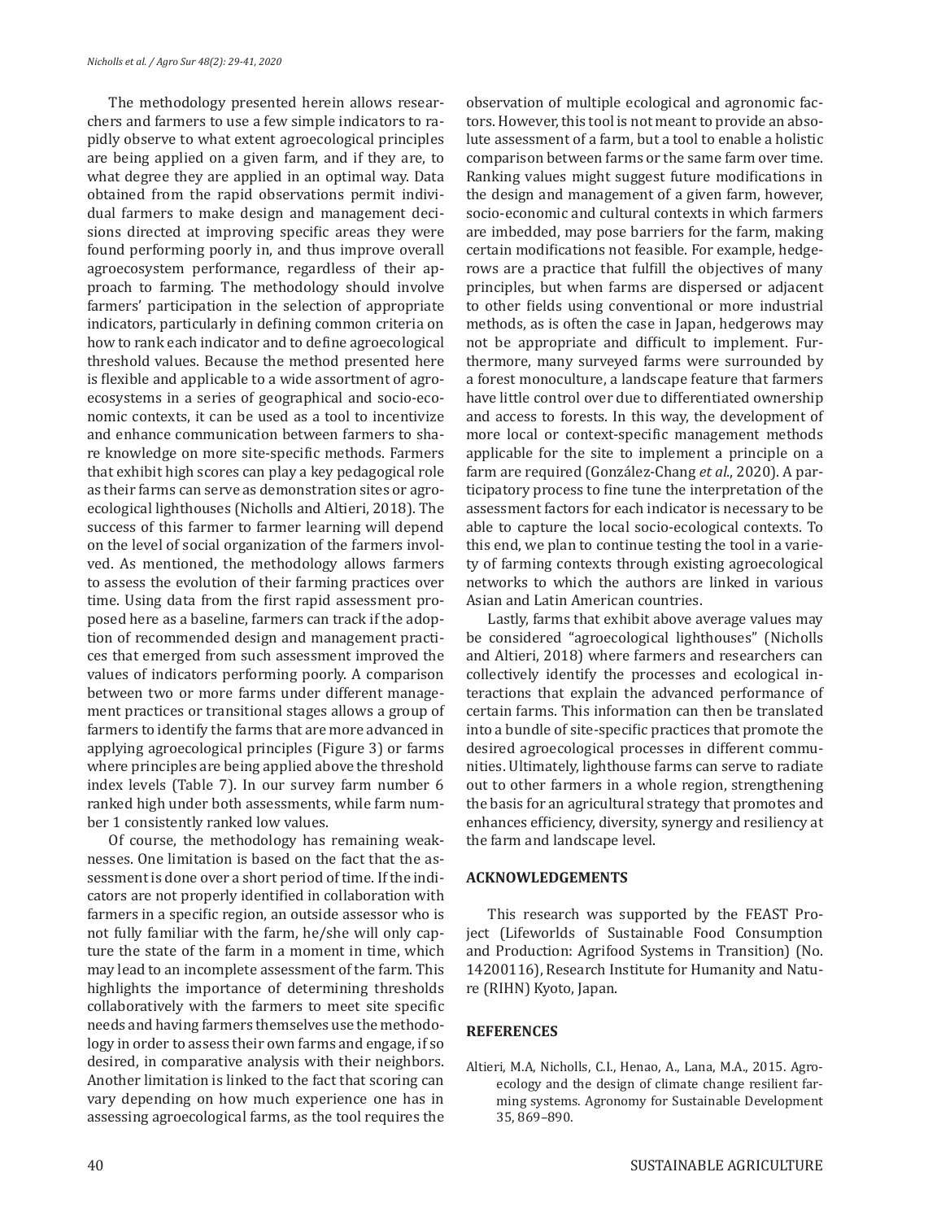The methodology presented herein allows researchers and farmers to use a few simple indicators to rapidly observe to what extent agroecological principles are being applied on a given farm, and if they are, to what degree they are applied in an optimal way. Data obtained from the rapid observations permit individual farmers to make design and management decisions directed at improving specific areas they were found performing poorly in, and thus improve overall agroecosystem performance, regardless of their approach to farming. The methodology should involve farmers' participation in the selection of appropriate indicators, particularly in defining common criteria on how to rank each indicator and to define agroecological threshold values. Because the method presented here is flexible and applicable to a wide assortment of agroecosystems in a series of geographical and socio-economic contexts, it can be used as a tool to incentivize and enhance communication between farmers to share knowledge on more site-specific methods. Farmers that exhibit high scores can play a key pedagogical role as their farms can serve as demonstration sites or agroecological lighthouses (Nicholls and Altieri, 2018). The success of this farmer to farmer learning will depend on the level of social organization of the farmers involved. As mentioned, the methodology allows farmers to assess the evolution of their farming practices over time. Using data from the first rapid assessment proposed here as a baseline, farmers can track if the adoption of recommended design and management practices that emerged from such assessment improved the values of indicators performing poorly. A comparison between two or more farms under different management practices or transitional stages allows a group of farmers to identify the farms that are more advanced in applying agroecological principles (Figure 3) or farms where principles are being applied above the threshold index levels (Table 7). In our survey farm number 6 ranked high under both assessments, while farm number 1 consistently ranked low values.

Of course, the methodology has remaining weaknesses. One limitation is based on the fact that the assessment is done over a short period of time. If the indicators are not properly identified in collaboration with farmers in a specific region, an outside assessor who is not fully familiar with the farm, he/she will only capture the state of the farm in a moment in time, which may lead to an incomplete assessment of the farm. This highlights the importance of determining thresholds collaboratively with the farmers to meet site specific needs and having farmers themselves use the methodology in order to assess their own farms and engage, if so desired, in comparative analysis with their neighbors. Another limitation is linked to the fact that scoring can vary depending on how much experience one has in assessing agroecological farms, as the tool requires the observation of multiple ecological and agronomic factors. However, this tool is not meant to provide an absolute assessment of a farm, but a tool to enable a holistic comparison between farms or the same farm over time. Ranking values might suggest future modifications in the design and management of a given farm, however, socio-economic and cultural contexts in which farmers are imbedded, may pose barriers for the farm, making certain modifications not feasible. For example, hedgerows are a practice that fulfill the objectives of many principles, but when farms are dispersed or adjacent to other fields using conventional or more industrial methods, as is often the case in Japan, hedgerows may not be appropriate and difficult to implement. Furthermore, many surveyed farms were surrounded by a forest monoculture, a landscape feature that farmers have little control over due to differentiated ownership and access to forests. In this way, the development of more local or context-specific management methods applicable for the site to implement a principle on a farm are required (González-Chang *et al.*, 2020). A participatory process to fine tune the interpretation of the assessment factors for each indicator is necessary to be able to capture the local socio-ecological contexts. To this end, we plan to continue testing the tool in a variety of farming contexts through existing agroecological networks to which the authors are linked in various Asian and Latin American countries.

Lastly, farms that exhibit above average values may be considered "agroecological lighthouses" (Nicholls and Altieri, 2018) where farmers and researchers can collectively identify the processes and ecological interactions that explain the advanced performance of certain farms. This information can then be translated into a bundle of site-specific practices that promote the desired agroecological processes in different communities. Ultimately, lighthouse farms can serve to radiate out to other farmers in a whole region, strengthening the basis for an agricultural strategy that promotes and enhances efficiency, diversity, synergy and resiliency at the farm and landscape level.

## ACKNOWLEDGEMENTS

This research was supported by the FEAST Project (Lifeworlds of Sustainable Food Consumption and Production: Agrifood Systems in Transition) (No. 14200116), Research Institute for Humanity and Nature (RIHN) Kyoto, Japan.

## REFERENCES

Altieri, M.A, Nicholls, C.I., Henao, A., Lana, M.A., 2015. Agroecology and the design of climate change resilient farming systems. Agronomy for Sustainable Development 35, 869–890.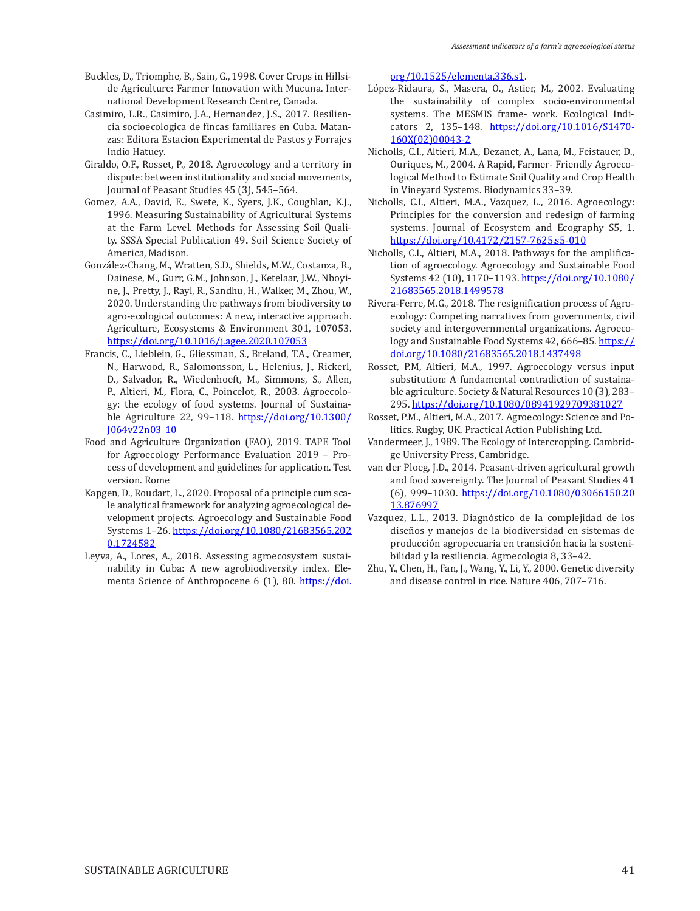Buckles, D., Triomphe, B., Sain, G., 1998. Cover Crops in Hillside Agriculture: Farmer Innovation with Mucuna. International Development Research Centre, Canada.

Casimiro, L.R., Casimiro, J.A., Hernandez, J.S., 2017. Resiliencia socioecologica de fincas familiares en Cuba. Matanzas: Editora Estacion Experimental de Pastos y Forrajes Indio Hatuey.

Giraldo, O.F., Rosset, P., 2018. Agroecology and a territory in dispute: between institutionality and social movements, Journal of Peasant Studies 45 (3), 545–564.

Gomez, A.A., David, E., Swete, K., Syers, J.K., Coughlan, K.J., 1996. Measuring Sustainability of Agricultural Systems at the Farm Level. Methods for Assessing Soil Quality. SSSA Special Publication 49**.** Soil Science Society of America, Madison.

González-Chang, M., Wratten, S.D., Shields, M.W., Costanza, R., Dainese, M., Gurr, G.M., Johnson, J., Ketelaar, J.W., Nboyine, J., Pretty, J., Rayl, R., Sandhu, H., Walker, M., Zhou, W., 2020. Understanding the pathways from biodiversity to agro-ecological outcomes: A new, interactive approach. Agriculture, Ecosystems & Environment 301, 107053. https://doi.org/10.1016/j.agee.2020.107053

Francis, C., Lieblein, G., Gliessman, S., Breland, T.A., Creamer, N., Harwood, R., Salomonsson, L., Helenius, J., Rickerl, D., Salvador, R., Wiedenhoeft, M., Simmons, S., Allen, P., Altieri, M., Flora, C., Poincelot, R., 2003. Agroecology: the ecology of food systems. Journal of Sustainable Agriculture 22, 99–118. https://doi.org/10.1300/J064v22n03_10

Food and Agriculture Organization (FAO), 2019. TAPE Tool for Agroecology Performance Evaluation 2019 – Process of development and guidelines for application. Test version. Rome

Kapgen, D., Roudart, L., 2020. Proposal of a principle cum scale analytical framework for analyzing agroecological development projects. Agroecology and Sustainable Food Systems 1–26. https://doi.org/10.1080/21683565.2020.1724582

Leyva, A., Lores, A., 2018. Assessing agroecosystem sustainability in Cuba: A new agrobiodiversity index. Elementa Science of Anthropocene 6 (1), 80. https://doi.org/10.1525/elementa.336.s1.

López-Ridaura, S., Masera, O., Astier, M., 2002. Evaluating the sustainability of complex socio-environmental systems. The MESMIS frame- work. Ecological Indicators 2, 135–148. https://doi.org/10.1016/S1470-160X(02)00043-2

Nicholls, C.I., Altieri, M.A., Dezanet, A., Lana, M., Feistauer, D., Ouriques, M., 2004. A Rapid, Farmer- Friendly Agroecological Method to Estimate Soil Quality and Crop Health in Vineyard Systems. Biodynamics 33–39.

Nicholls, C.I., Altieri, M.A., Vazquez, L., 2016. Agroecology: Principles for the conversion and redesign of farming systems. Journal of Ecosystem and Ecography S5, 1. https://doi.org/10.4172/2157-7625.s5-010

Nicholls, C.I., Altieri, M.A., 2018. Pathways for the amplification of agroecology. Agroecology and Sustainable Food Systems 42 (10), 1170–1193. https://doi.org/10.1080/21683565.2018.1499578

Rivera-Ferre, M.G., 2018. The resignification process of Agroecology: Competing narratives from governments, civil society and intergovernmental organizations. Agroecology and Sustainable Food Systems 42, 666–85. https://doi.org/10.1080/21683565.2018.1437498

Rosset, P.M, Altieri, M.A., 1997. Agroecology versus input substitution: A fundamental contradiction of sustainable agriculture. Society & Natural Resources 10 (3), 283–295. https://doi.org/10.1080/08941929709381027

Rosset, P.M., Altieri, M.A., 2017. Agroecology: Science and Politics. Rugby, UK. Practical Action Publishing Ltd.

Vandermeer, J., 1989. The Ecology of Intercropping. Cambridge University Press, Cambridge.

van der Ploeg, J.D., 2014. Peasant-driven agricultural growth and food sovereignty. The Journal of Peasant Studies 41 (6), 999–1030. https://doi.org/10.1080/03066150.2013.876997

Vazquez, L.L., 2013. Diagnóstico de la complejidad de los diseños y manejos de la biodiversidad en sistemas de producción agropecuaria en transición hacia la sostenibilidad y la resiliencia. Agroecologia 8**,** 33–42.

Zhu, Y., Chen, H., Fan, J., Wang, Y., Li, Y., 2000. Genetic diversity and disease control in rice. Nature 406, 707–716.